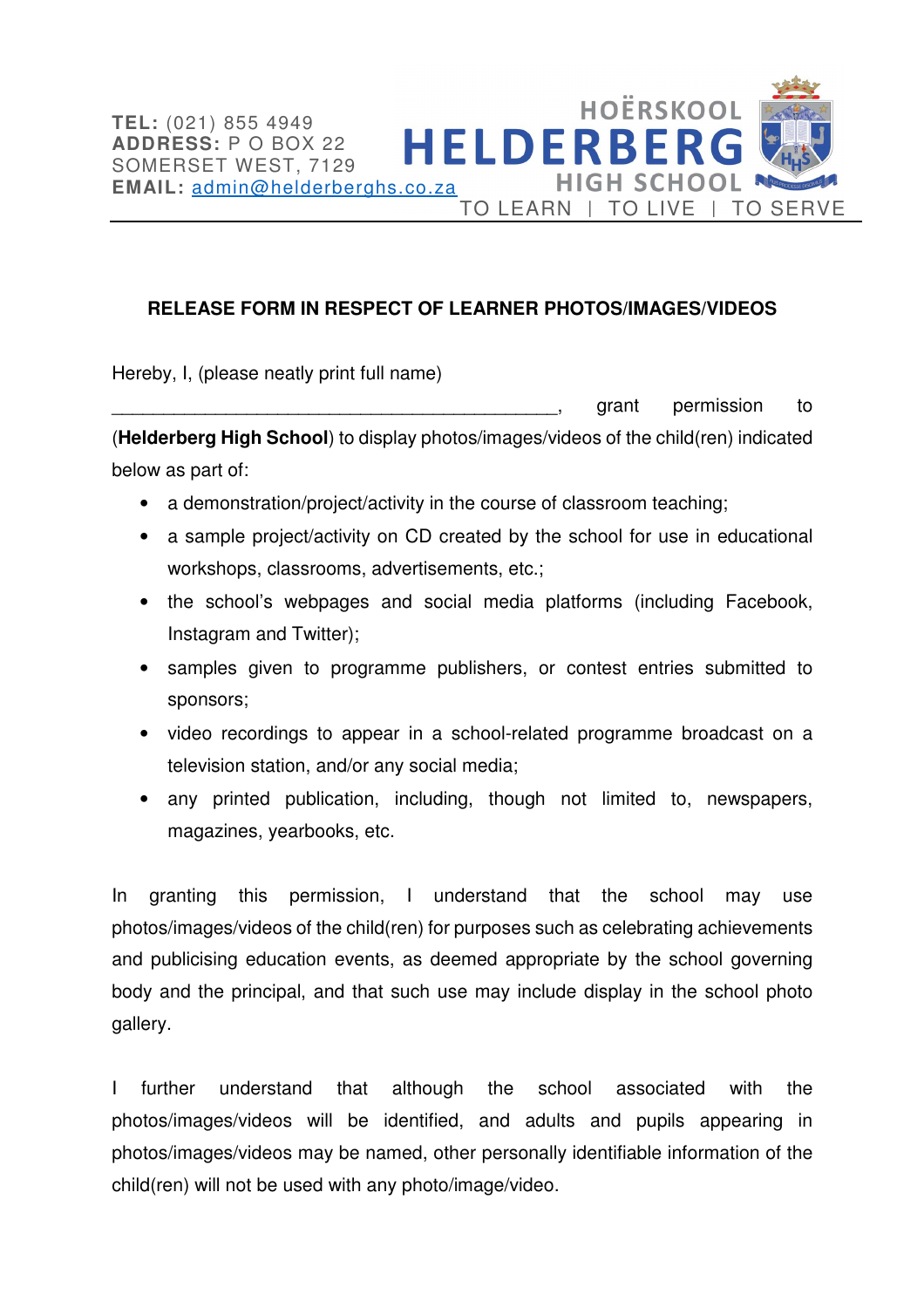TEL: (021) 855 4949
ADDRESS: P O BOX 22
SOMERSET WEST, 7129
EMAIL: admin@helderberghs.co.za

HOËRSKOOL
HELDERBERG
HIGH SCHOOL
TO LEARN | TO LIVE | TO SERVE

## RELEASE FORM IN RESPECT OF LEARNER PHOTOS/IMAGES/VIDEOS

Hereby, I, (please neatly print full name) ____________________________________________, grant permission to (**Helderberg High School**) to display photos/images/videos of the child(ren) indicated below as part of:

- a demonstration/project/activity in the course of classroom teaching;
- a sample project/activity on CD created by the school for use in educational workshops, classrooms, advertisements, etc.;
- the school's webpages and social media platforms (including Facebook, Instagram and Twitter);
- samples given to programme publishers, or contest entries submitted to sponsors;
- video recordings to appear in a school-related programme broadcast on a television station, and/or any social media;
- any printed publication, including, though not limited to, newspapers, magazines, yearbooks, etc.

In granting this permission, I understand that the school may use photos/images/videos of the child(ren) for purposes such as celebrating achievements and publicising education events, as deemed appropriate by the school governing body and the principal, and that such use may include display in the school photo gallery.

I further understand that although the school associated with the photos/images/videos will be identified, and adults and pupils appearing in photos/images/videos may be named, other personally identifiable information of the child(ren) will not be used with any photo/image/video.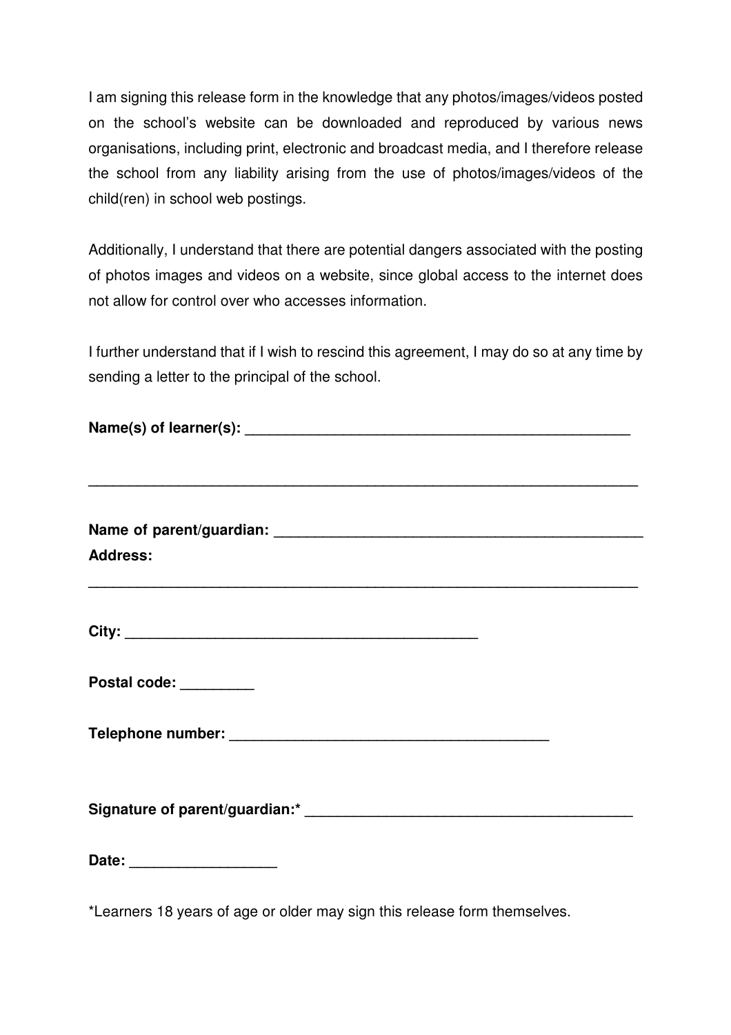I am signing this release form in the knowledge that any photos/images/videos posted on the school's website can be downloaded and reproduced by various news organisations, including print, electronic and broadcast media, and I therefore release the school from any liability arising from the use of photos/images/videos of the child(ren) in school web postings.

Additionally, I understand that there are potential dangers associated with the posting of photos images and videos on a website, since global access to the internet does not allow for control over who accesses information.

I further understand that if I wish to rescind this agreement, I may do so at any time by sending a letter to the principal of the school.

**Name(s) of learner(s):** ________________________________________________

_____________________________________________________________________

**Name of parent/guardian:** ______________________________________________

**Address:**

_____________________________________________________________________

**City:** ____________________________________________

**Postal code:** _________

**Telephone number:** ________________________________________

**Signature of parent/guardian:*** _________________________________________

**Date:** __________________

*Learners 18 years of age or older may sign this release form themselves.